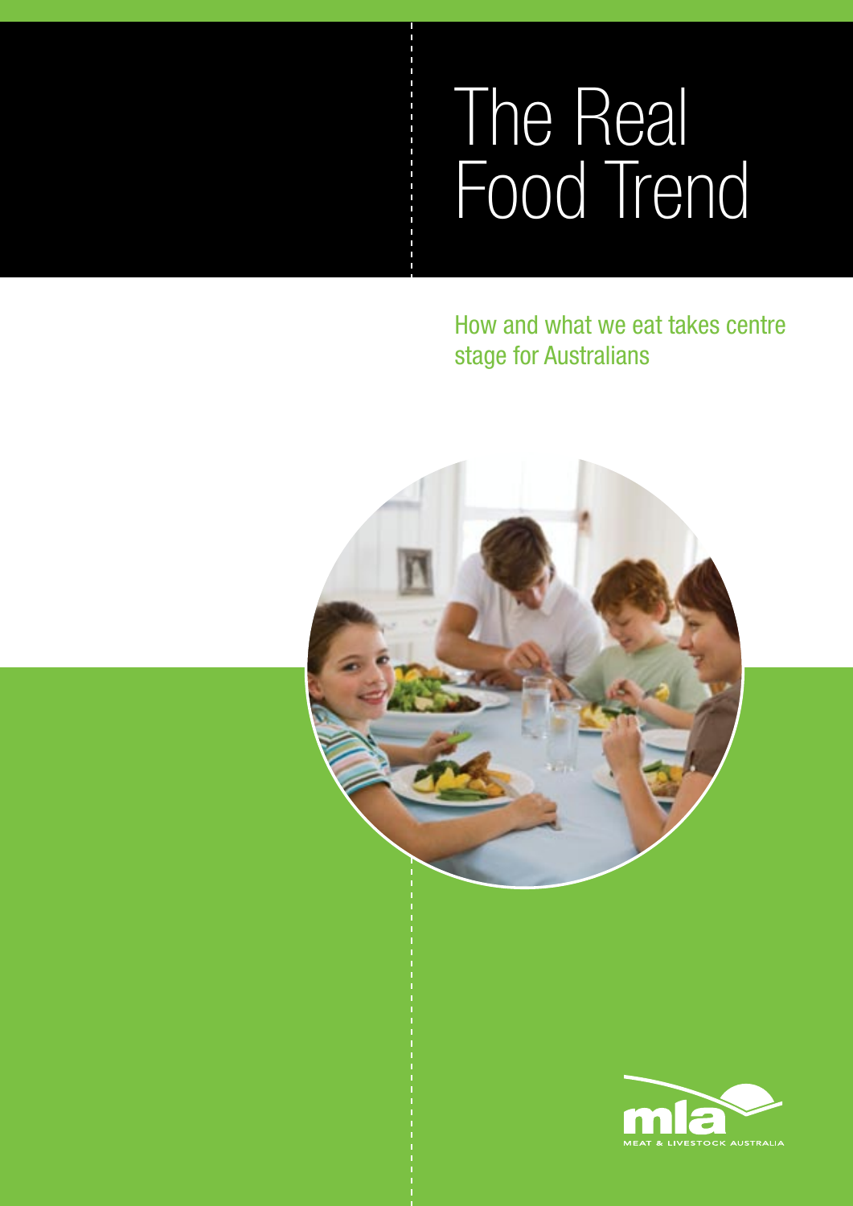# The Real Food Trend

How and what we eat takes centre stage for Australians

MEAT & LIVESTOCK AUSTRALIA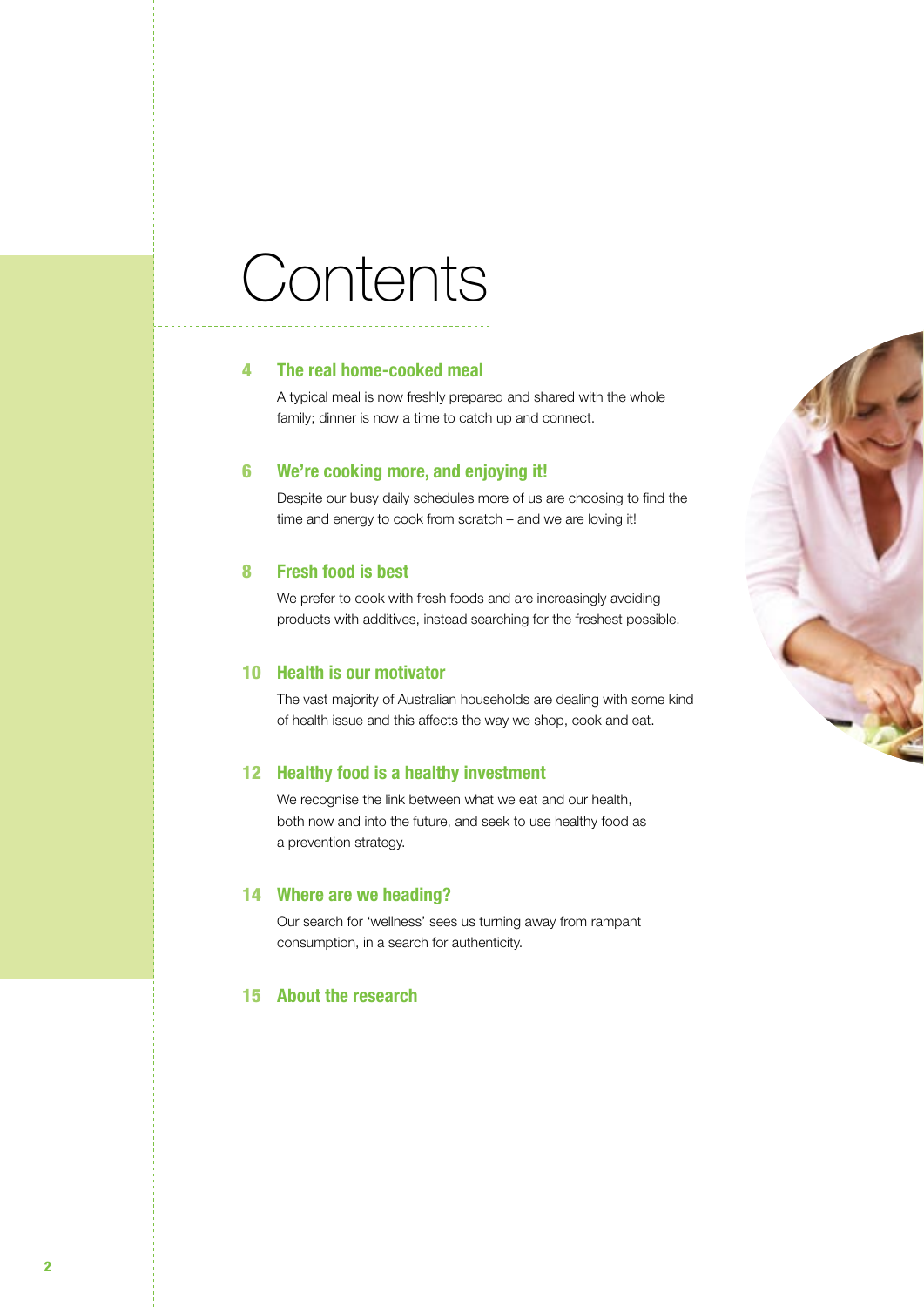# Contents

**4 The real home-cooked meal**

A typical meal is now freshly prepared and shared with the whole family; dinner is now a time to catch up and connect.

**6 We're cooking more, and enjoying it!**

Despite our busy daily schedules more of us are choosing to find the time and energy to cook from scratch – and we are loving it!

**8 Fresh food is best**

We prefer to cook with fresh foods and are increasingly avoiding products with additives, instead searching for the freshest possible.

**10 Health is our motivator**

The vast majority of Australian households are dealing with some kind of health issue and this affects the way we shop, cook and eat.

**12 Healthy food is a healthy investment**

We recognise the link between what we eat and our health, both now and into the future, and seek to use healthy food as a prevention strategy.

**14 Where are we heading?**

Our search for 'wellness' sees us turning away from rampant consumption, in a search for authenticity.

**15 About the research**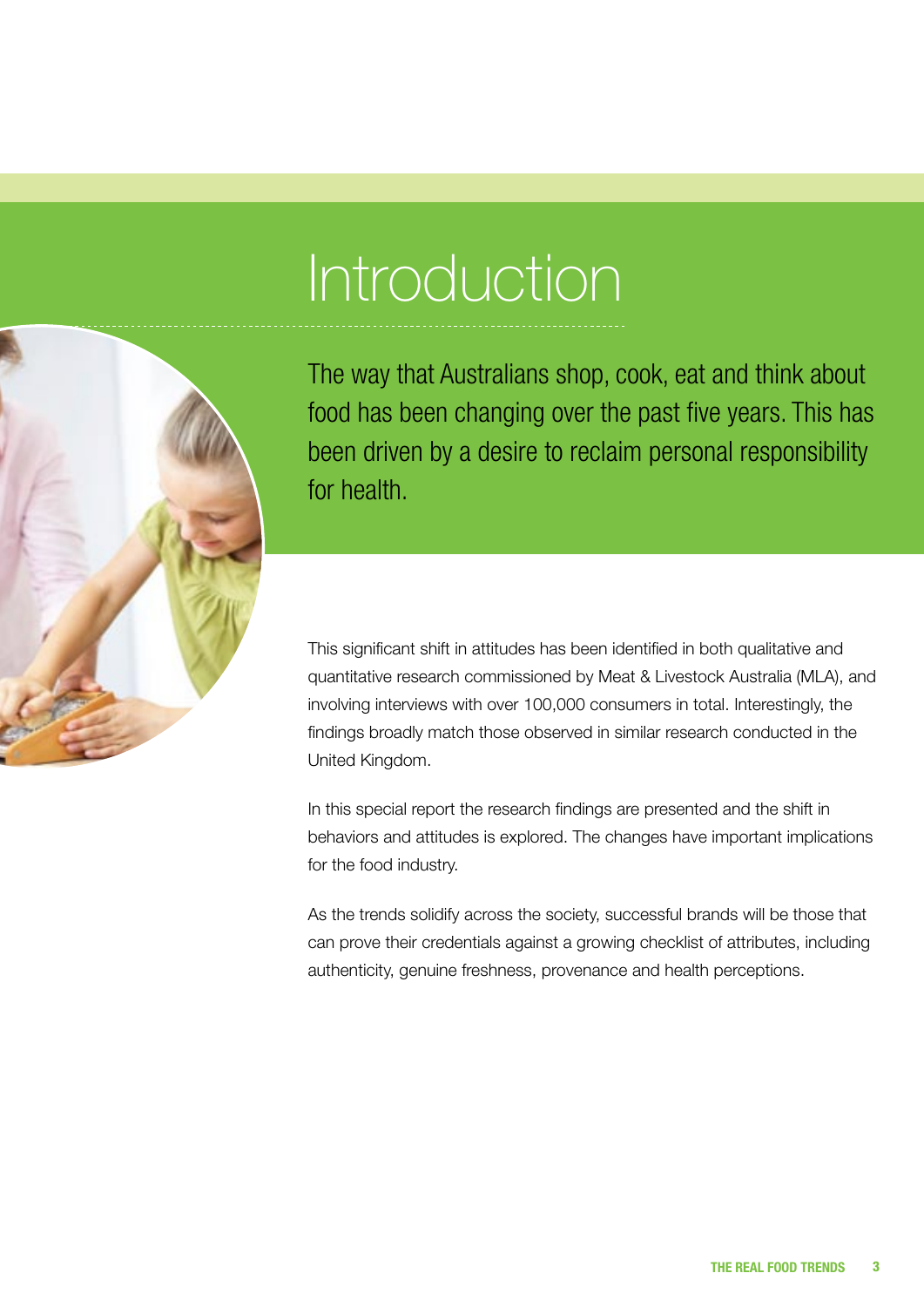# Introduction

The way that Australians shop, cook, eat and think about food has been changing over the past five years. This has been driven by a desire to reclaim personal responsibility for health.

This significant shift in attitudes has been identified in both qualitative and quantitative research commissioned by Meat & Livestock Australia (MLA), and involving interviews with over 100,000 consumers in total. Interestingly, the findings broadly match those observed in similar research conducted in the United Kingdom.

In this special report the research findings are presented and the shift in behaviors and attitudes is explored. The changes have important implications for the food industry.

As the trends solidify across the society, successful brands will be those that can prove their credentials against a growing checklist of attributes, including authenticity, genuine freshness, provenance and health perceptions.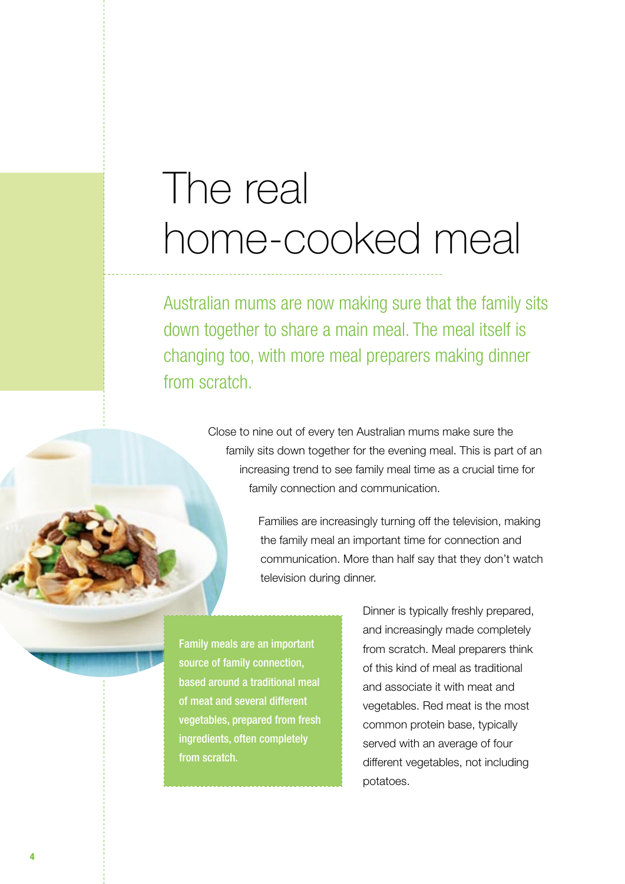# The real home-cooked meal

Australian mums are now making sure that the family sits down together to share a main meal. The meal itself is changing too, with more meal preparers making dinner from scratch.

Close to nine out of every ten Australian mums make sure the family sits down together for the evening meal. This is part of an increasing trend to see family meal time as a crucial time for family connection and communication.

Families are increasingly turning off the television, making the family meal an important time for connection and communication. More than half say that they don't watch television during dinner.

Family meals are an important source of family connection, based around a traditional meal of meat and several different vegetables, prepared from fresh ingredients, often completely from scratch.

Dinner is typically freshly prepared, and increasingly made completely from scratch. Meal preparers think of this kind of meal as traditional and associate it with meat and vegetables. Red meat is the most common protein base, typically served with an average of four different vegetables, not including potatoes.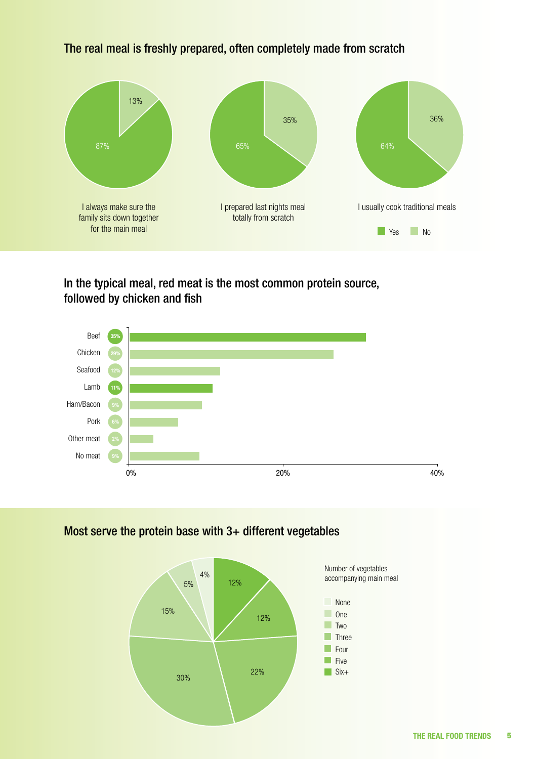## The real meal is freshly prepared, often completely made from scratch

| | Yes | No |
| --- | --- | --- |
| I always make sure the family sits down together for the main meal | 87% | 13% |
| I prepared last nights meal totally from scratch | 65% | 35% |
| I usually cook traditional meals | 64% | 36% |

## In the typical meal, red meat is the most common protein source, followed by chicken and fish

| Protein | % |
| --- | --- |
| Beef | 35% |
| Chicken | 29% |
| Seafood | 12% |
| Lamb | 11% |
| Ham/Bacon | 9% |
| Pork | 6% |
| Other meat | 2% |
| No meat | 9% |

## Most serve the protein base with 3+ different vegetables

Number of vegetables accompanying main meal

| Number | % |
| --- | --- |
| None | 4% |
| One | 5% |
| Two | 15% |
| Three | 30% |
| Four | 22% |
| Five | 12% |
| Six+ | 12% |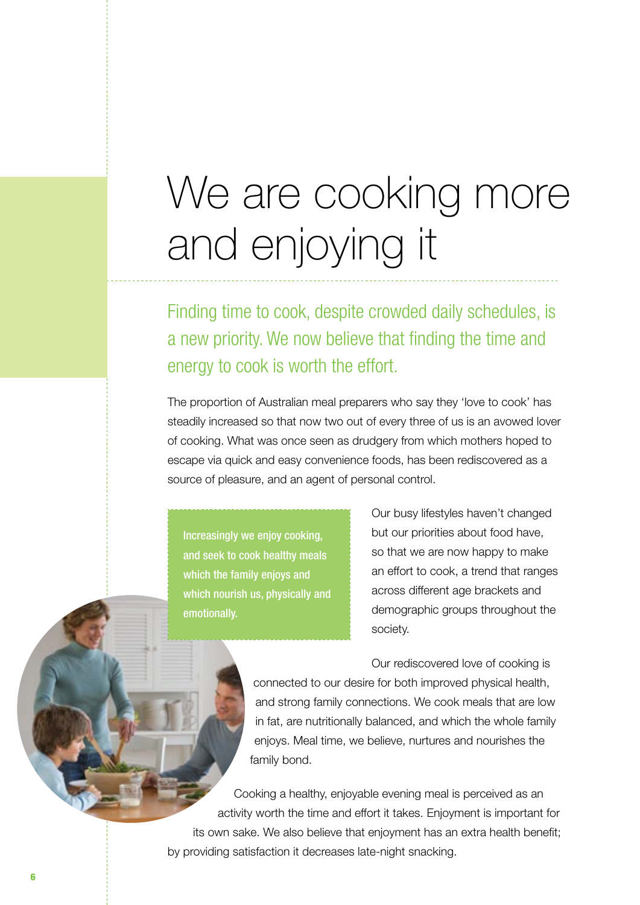# We are cooking more and enjoying it

## Finding time to cook, despite crowded daily schedules, is a new priority. We now believe that finding the time and energy to cook is worth the effort.

The proportion of Australian meal preparers who say they 'love to cook' has steadily increased so that now two out of every three of us is an avowed lover of cooking. What was once seen as drudgery from which mothers hoped to escape via quick and easy convenience foods, has been rediscovered as a source of pleasure, and an agent of personal control.

**Increasingly we enjoy cooking, and seek to cook healthy meals which the family enjoys and which nourish us, physically and emotionally.**

Our busy lifestyles haven't changed but our priorities about food have, so that we are now happy to make an effort to cook, a trend that ranges across different age brackets and demographic groups throughout the society.

Our rediscovered love of cooking is connected to our desire for both improved physical health, and strong family connections. We cook meals that are low in fat, are nutritionally balanced, and which the whole family enjoys. Meal time, we believe, nurtures and nourishes the family bond.

Cooking a healthy, enjoyable evening meal is perceived as an activity worth the time and effort it takes. Enjoyment is important for its own sake. We also believe that enjoyment has an extra health benefit; by providing satisfaction it decreases late-night snacking.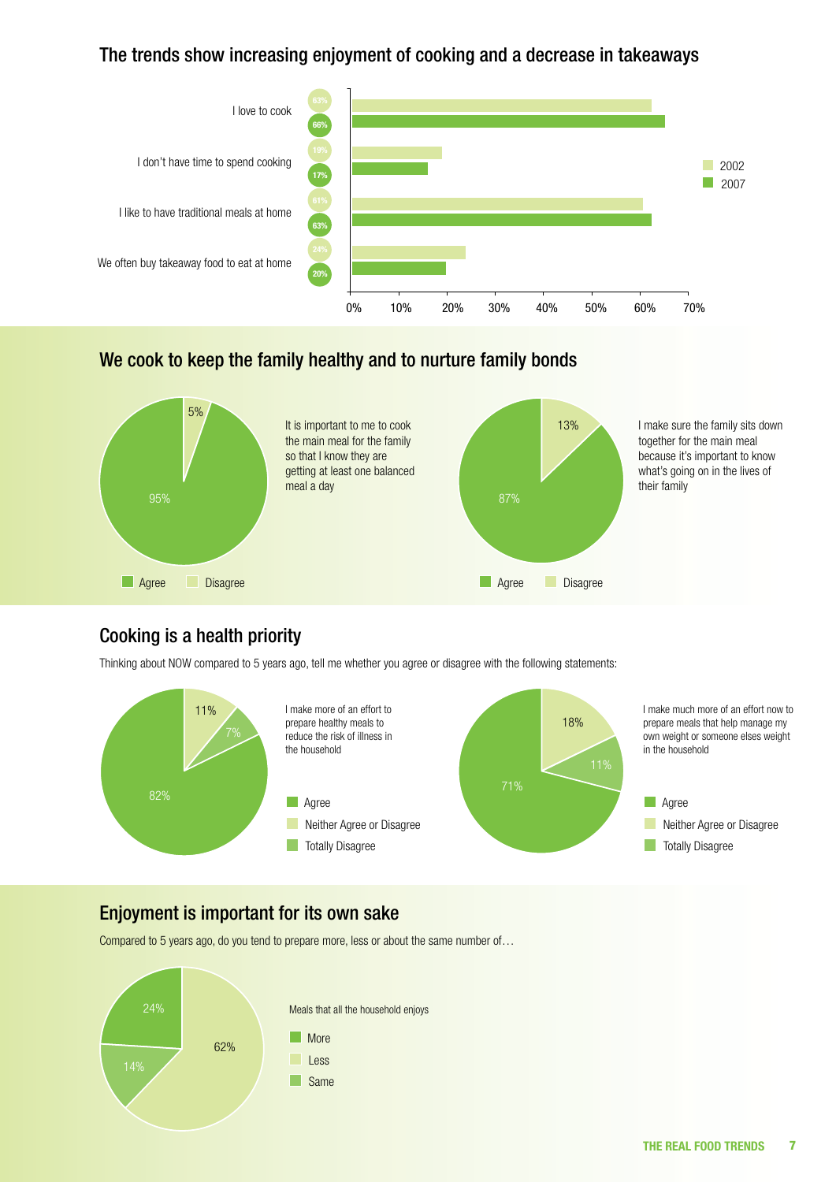## The trends show increasing enjoyment of cooking and a decrease in takeaways

| | 2002 | 2007 |
|---|---|---|
| I love to cook | 63% | 66% |
| I don't have time to spend cooking | 19% | 17% |
| I like to have traditional meals at home | 61% | 63% |
| We often buy takeaway food to eat at home | 24% | 20% |

## We cook to keep the family healthy and to nurture family bonds

It is important to me to cook the main meal for the family so that I know they are getting at least one balanced meal a day

- Agree: 95%
- Disagree: 5%

I make sure the family sits down together for the main meal because it's important to know what's going on in the lives of their family

- Agree: 87%
- Disagree: 13%

## Cooking is a health priority

Thinking about NOW compared to 5 years ago, tell me whether you agree or disagree with the following statements:

I make more of an effort to prepare healthy meals to reduce the risk of illness in the household

- Agree: 82%
- Neither Agree or Disagree: 11%
- Totally Disagree: 7%

I make much more of an effort now to prepare meals that help manage my own weight or someone elses weight in the household

- Agree: 71%
- Neither Agree or Disagree: 18%
- Totally Disagree: 11%

## Enjoyment is important for its own sake

Compared to 5 years ago, do you tend to prepare more, less or about the same number of…

Meals that all the household enjoys

- More: 24%
- Less: 62%
- Same: 14%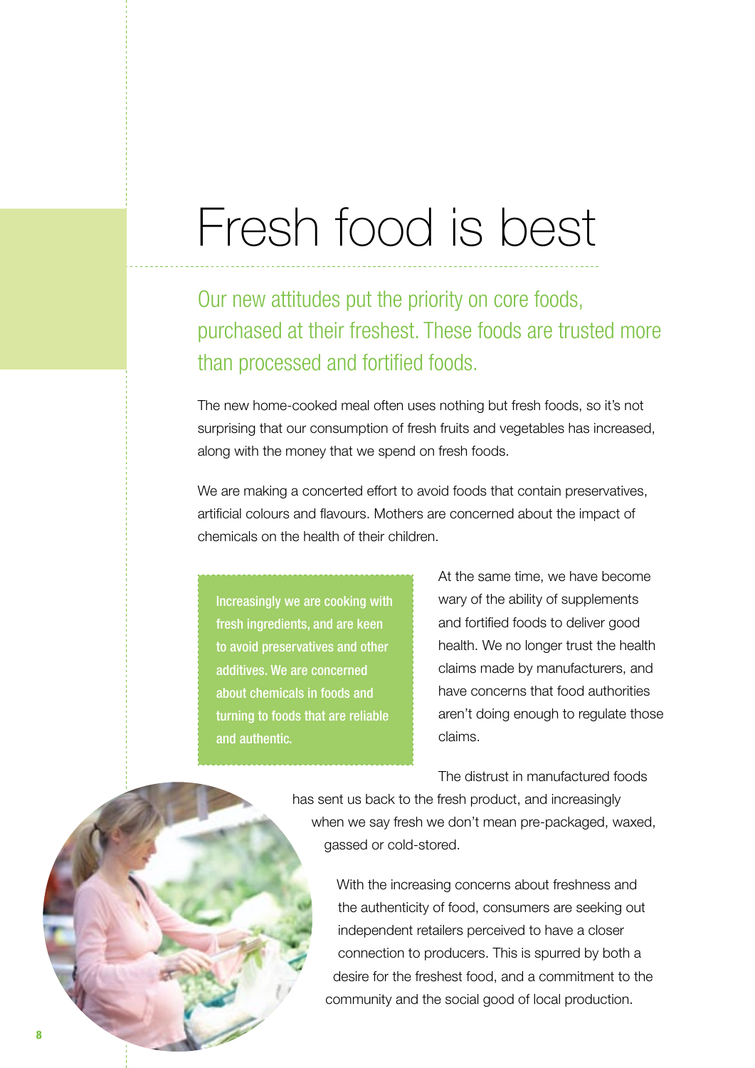# Fresh food is best

## Our new attitudes put the priority on core foods, purchased at their freshest. These foods are trusted more than processed and fortified foods.

The new home-cooked meal often uses nothing but fresh foods, so it's not surprising that our consumption of fresh fruits and vegetables has increased, along with the money that we spend on fresh foods.

We are making a concerted effort to avoid foods that contain preservatives, artificial colours and flavours. Mothers are concerned about the impact of chemicals on the health of their children.

> **Increasingly we are cooking with fresh ingredients, and are keen to avoid preservatives and other additives. We are concerned about chemicals in foods and turning to foods that are reliable and authentic.**

At the same time, we have become wary of the ability of supplements and fortified foods to deliver good health. We no longer trust the health claims made by manufacturers, and have concerns that food authorities aren't doing enough to regulate those claims.

The distrust in manufactured foods has sent us back to the fresh product, and increasingly when we say fresh we don't mean pre-packaged, waxed, gassed or cold-stored.

With the increasing concerns about freshness and the authenticity of food, consumers are seeking out independent retailers perceived to have a closer connection to producers. This is spurred by both a desire for the freshest food, and a commitment to the community and the social good of local production.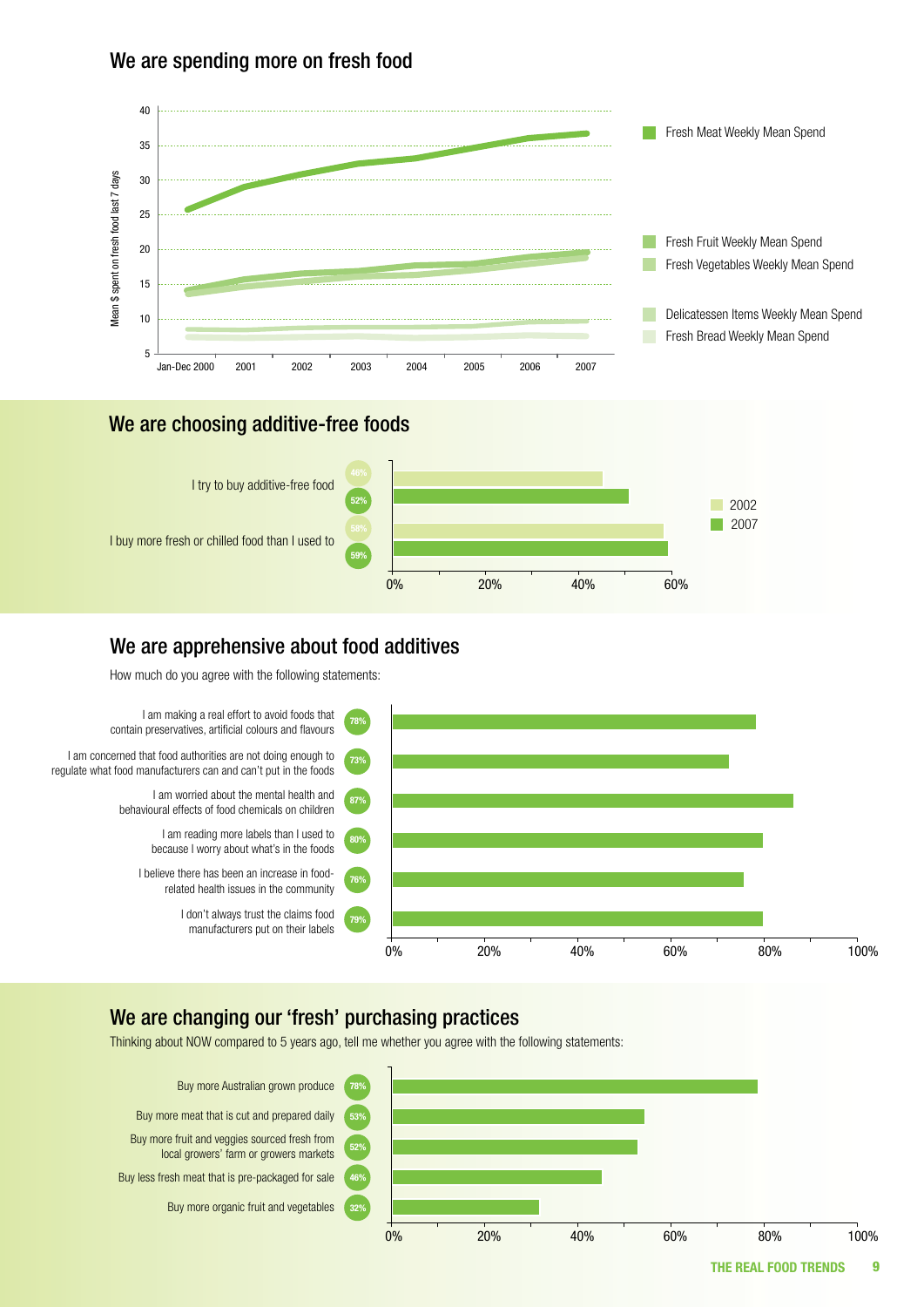## We are spending more on fresh food

Mean $ spent on fresh food last 7 days

- Fresh Meat Weekly Mean Spend
- Fresh Fruit Weekly Mean Spend
- Fresh Vegetables Weekly Mean Spend
- Delicatessen Items Weekly Mean Spend
- Fresh Bread Weekly Mean Spend

Jan-Dec 2000, 2001, 2002, 2003, 2004, 2005, 2006, 2007

## We are choosing additive-free foods

| | 2002 | 2007 |
|---|---|---|
| I try to buy additive-free food | 46% | 52% |
| I buy more fresh or chilled food than I used to | 58% | 59% |

## We are apprehensive about food additives

How much do you agree with the following statements:

| Statement | % |
|---|---|
| I am making a real effort to avoid foods that contain preservatives, artificial colours and flavours | 78% |
| I am concerned that food authorities are not doing enough to regulate what food manufacturers can and can't put in the foods | 73% |
| I am worried about the mental health and behavioural effects of food chemicals on children | 87% |
| I am reading more labels than I used to because I worry about what's in the foods | 80% |
| I believe there has been an increase in food-related health issues in the community | 76% |
| I don't always trust the claims food manufacturers put on their labels | 79% |

## We are changing our 'fresh' purchasing practices

Thinking about NOW compared to 5 years ago, tell me whether you agree with the following statements:

| Statement | % |
|---|---|
| Buy more Australian grown produce | 78% |
| Buy more meat that is cut and prepared daily | 53% |
| Buy more fruit and veggies sourced fresh from local growers' farm or growers markets | 52% |
| Buy less fresh meat that is pre-packaged for sale | 46% |
| Buy more organic fruit and vegetables | 32% |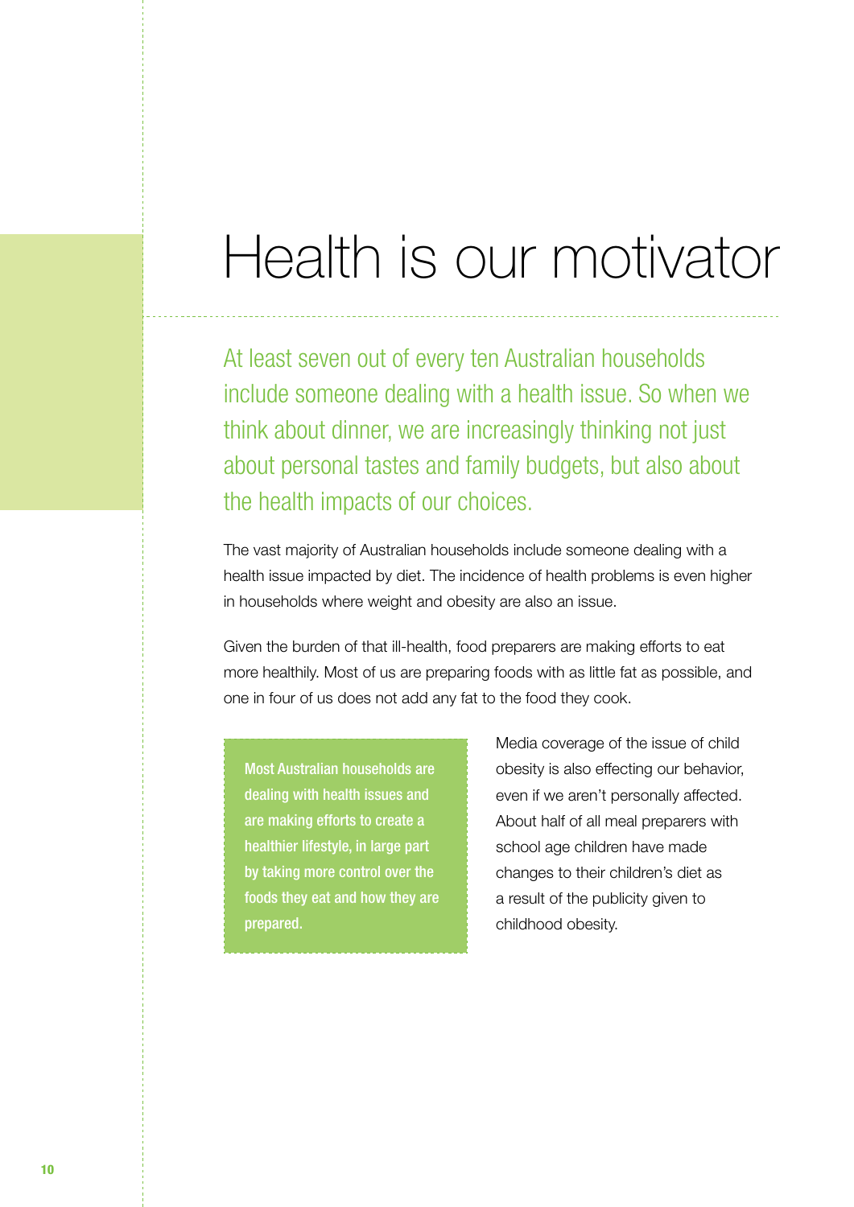# Health is our motivator

At least seven out of every ten Australian households include someone dealing with a health issue. So when we think about dinner, we are increasingly thinking not just about personal tastes and family budgets, but also about the health impacts of our choices.

The vast majority of Australian households include someone dealing with a health issue impacted by diet. The incidence of health problems is even higher in households where weight and obesity are also an issue.

Given the burden of that ill-health, food preparers are making efforts to eat more healthily. Most of us are preparing foods with as little fat as possible, and one in four of us does not add any fat to the food they cook.

**Most Australian households are dealing with health issues and are making efforts to create a healthier lifestyle, in large part by taking more control over the foods they eat and how they are prepared.**

Media coverage of the issue of child obesity is also effecting our behavior, even if we aren't personally affected. About half of all meal preparers with school age children have made changes to their children's diet as a result of the publicity given to childhood obesity.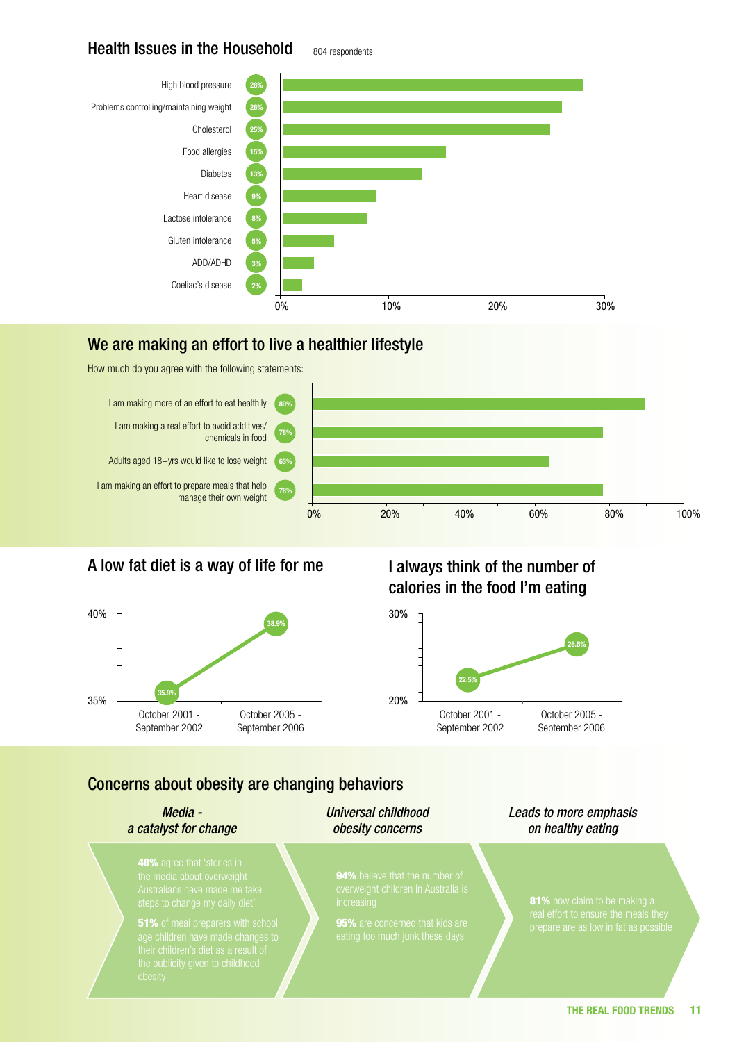## Health Issues in the Household

804 respondents

| Health issue | % |
|---|---|
| High blood pressure | 28% |
| Problems controlling/maintaining weight | 26% |
| Cholesterol | 25% |
| Food allergies | 15% |
| Diabetes | 13% |
| Heart disease | 9% |
| Lactose intolerance | 8% |
| Gluten intolerance | 5% |
| ADD/ADHD | 3% |
| Coeliac's disease | 2% |

## We are making an effort to live a healthier lifestyle

How much do you agree with the following statements:

| Statement | % |
|---|---|
| I am making more of an effort to eat healthily | 89% |
| I am making a real effort to avoid additives/ chemicals in food | 78% |
| Adults aged 18+yrs would like to lose weight | 63% |
| I am making an effort to prepare meals that help manage their own weight | 78% |

## A low fat diet is a way of life for me

| Period | % |
|---|---|
| October 2001 - September 2002 | 35.9% |
| October 2005 - September 2006 | 38.9% |

## I always think of the number of calories in the food I'm eating

| Period | % |
|---|---|
| October 2001 - September 2002 | 22.5% |
| October 2005 - September 2006 | 26.5% |

## Concerns about obesity are changing behaviors

### *Media - a catalyst for change*

**40%** agree that 'stories in the media about overweight Australians have made me take steps to change my daily diet'

**51%** of meal preparers with school age children have made changes to their children's diet as a result of the publicity given to childhood obesity

### *Universal childhood obesity concerns*

**94%** believe that the number of overweight children in Australia is increasing

**95%** are concerned that kids are eating too much junk these days

### *Leads to more emphasis on healthy eating*

**81%** now claim to be making a real effort to ensure the meals they prepare are as low in fat as possible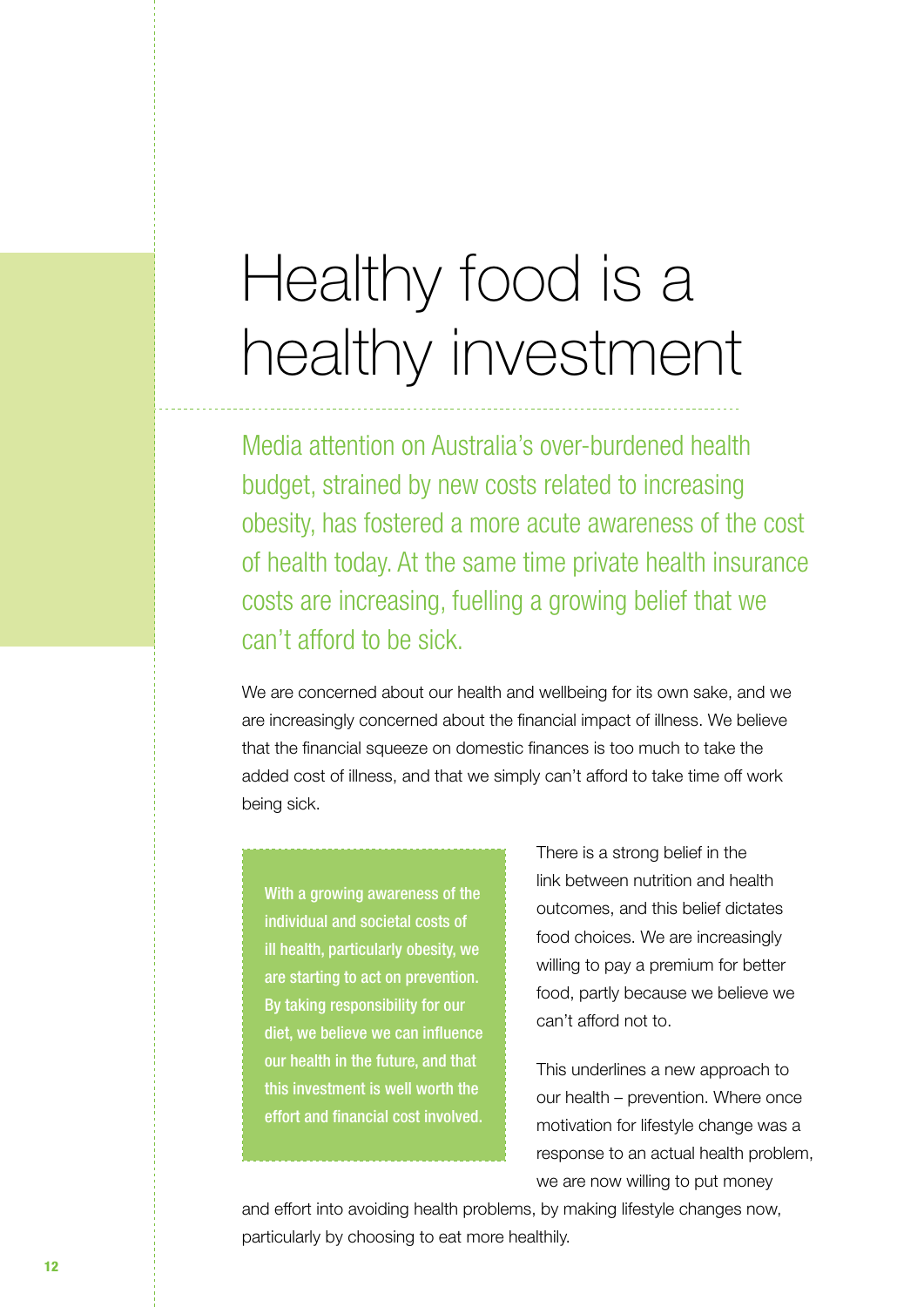# Healthy food is a healthy investment

Media attention on Australia's over-burdened health budget, strained by new costs related to increasing obesity, has fostered a more acute awareness of the cost of health today. At the same time private health insurance costs are increasing, fuelling a growing belief that we can't afford to be sick.

We are concerned about our health and wellbeing for its own sake, and we are increasingly concerned about the financial impact of illness. We believe that the financial squeeze on domestic finances is too much to take the added cost of illness, and that we simply can't afford to take time off work being sick.

> **With a growing awareness of the individual and societal costs of ill health, particularly obesity, we are starting to act on prevention. By taking responsibility for our diet, we believe we can influence our health in the future, and that this investment is well worth the effort and financial cost involved.**

There is a strong belief in the link between nutrition and health outcomes, and this belief dictates food choices. We are increasingly willing to pay a premium for better food, partly because we believe we can't afford not to.

This underlines a new approach to our health – prevention. Where once motivation for lifestyle change was a response to an actual health problem, we are now willing to put money and effort into avoiding health problems, by making lifestyle changes now, particularly by choosing to eat more healthily.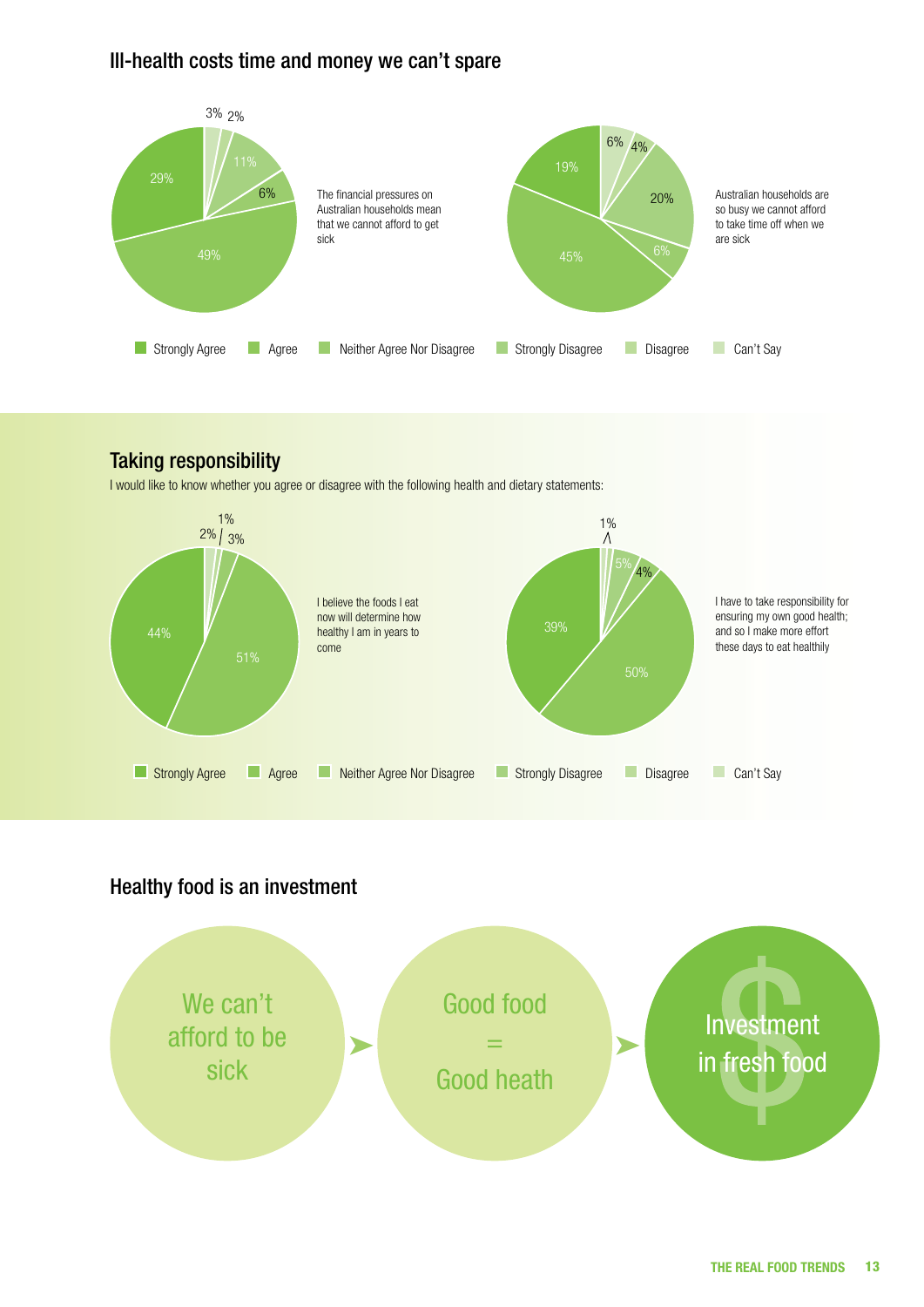## Ill-health costs time and money we can't spare

3% 2% 11% 6% 29% 49%

The financial pressures on Australian households mean that we cannot afford to get sick

6% 4% 19% 20% 6% 45%

Australian households are so busy we cannot afford to take time off when we are sick

Strongly Agree | Agree | Neither Agree Nor Disagree | Strongly Disagree | Disagree | Can't Say

## Taking responsibility

I would like to know whether you agree or disagree with the following health and dietary statements:

1% 2% 3% 44% 51%

I believe the foods I eat now will determine how healthy I am in years to come

1% 5% 4% 39% 50%

I have to take responsibility for ensuring my own good health; and so I make more effort these days to eat healthily

Strongly Agree | Agree | Neither Agree Nor Disagree | Strongly Disagree | Disagree | Can't Say

## Healthy food is an investment

We can't afford to be sick ➤ Good food = Good heath ➤ Investment in fresh food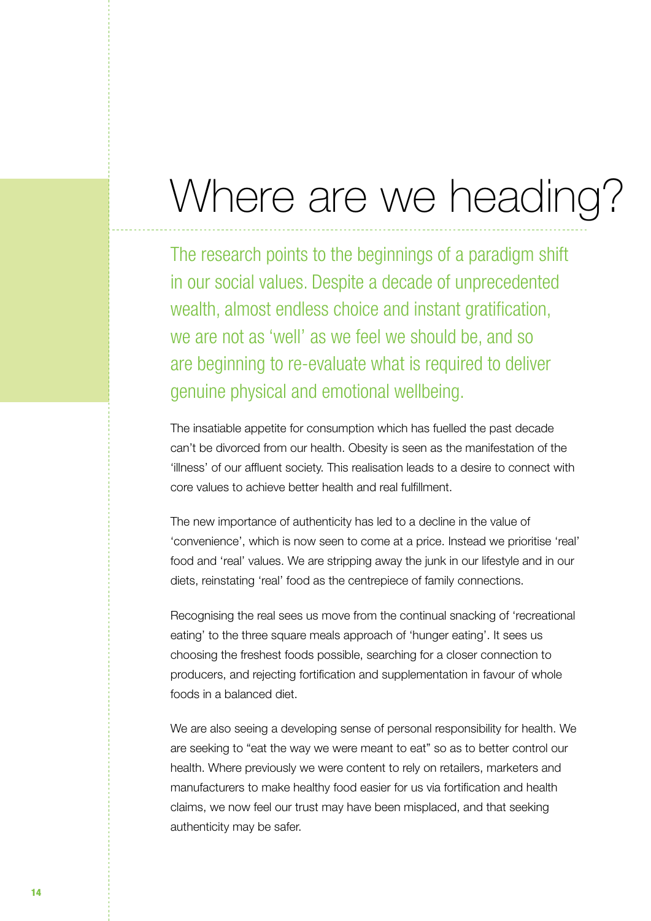# Where are we heading?

The research points to the beginnings of a paradigm shift in our social values. Despite a decade of unprecedented wealth, almost endless choice and instant gratification, we are not as 'well' as we feel we should be, and so are beginning to re-evaluate what is required to deliver genuine physical and emotional wellbeing.

The insatiable appetite for consumption which has fuelled the past decade can't be divorced from our health. Obesity is seen as the manifestation of the 'illness' of our affluent society. This realisation leads to a desire to connect with core values to achieve better health and real fulfillment.

The new importance of authenticity has led to a decline in the value of 'convenience', which is now seen to come at a price. Instead we prioritise 'real' food and 'real' values. We are stripping away the junk in our lifestyle and in our diets, reinstating 'real' food as the centrepiece of family connections.

Recognising the real sees us move from the continual snacking of 'recreational eating' to the three square meals approach of 'hunger eating'. It sees us choosing the freshest foods possible, searching for a closer connection to producers, and rejecting fortification and supplementation in favour of whole foods in a balanced diet.

We are also seeing a developing sense of personal responsibility for health. We are seeking to "eat the way we were meant to eat" so as to better control our health. Where previously we were content to rely on retailers, marketers and manufacturers to make healthy food easier for us via fortification and health claims, we now feel our trust may have been misplaced, and that seeking authenticity may be safer.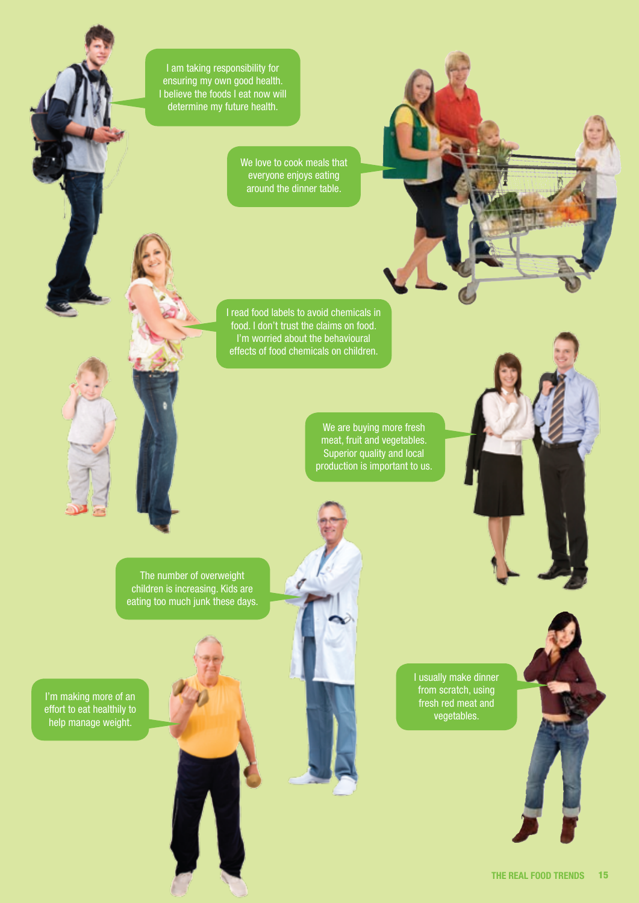I am taking responsibility for ensuring my own good health. I believe the foods I eat now will determine my future health.

We love to cook meals that everyone enjoys eating around the dinner table.

I read food labels to avoid chemicals in food. I don't trust the claims on food. I'm worried about the behavioural effects of food chemicals on children.

We are buying more fresh meat, fruit and vegetables. Superior quality and local production is important to us.

The number of overweight children is increasing. Kids are eating too much junk these days.

I'm making more of an effort to eat healthily to help manage weight.

I usually make dinner from scratch, using fresh red meat and vegetables.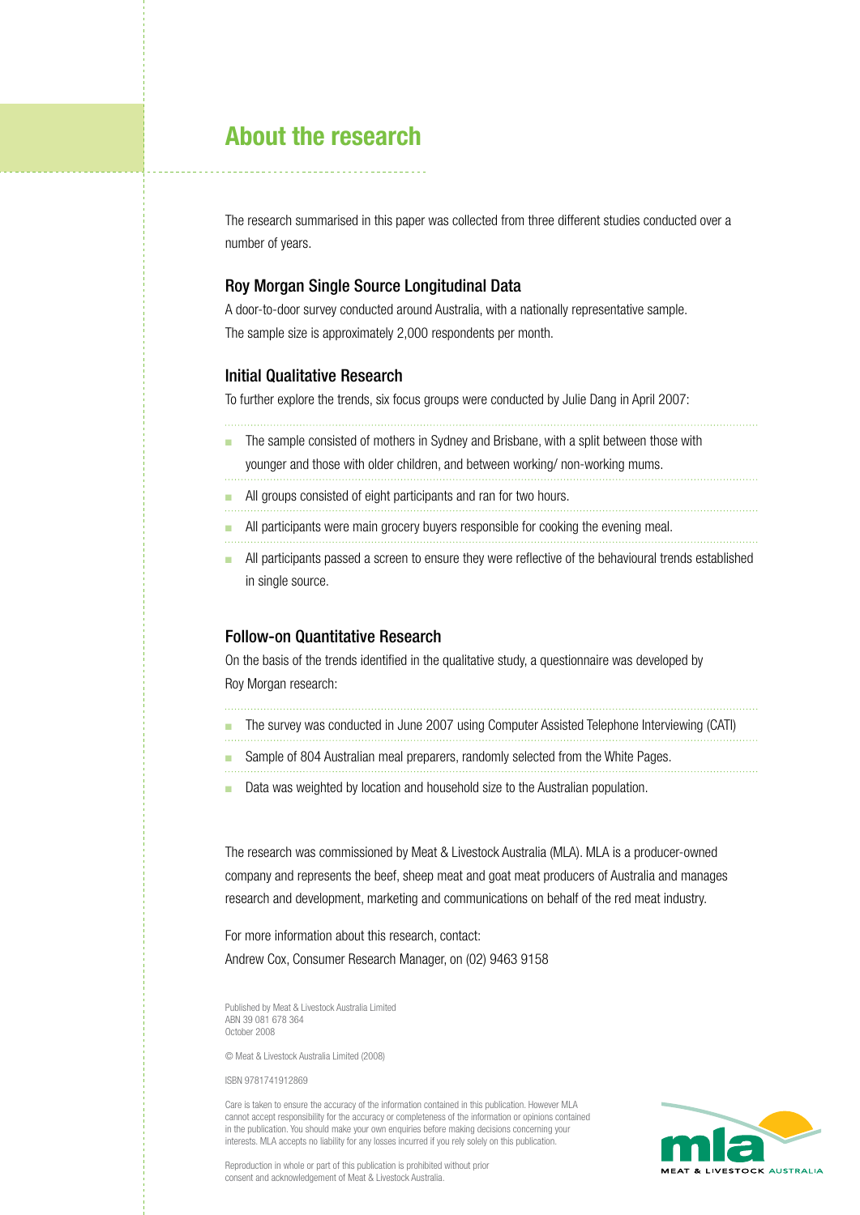## About the research

The research summarised in this paper was collected from three different studies conducted over a number of years.

### Roy Morgan Single Source Longitudinal Data

A door-to-door survey conducted around Australia, with a nationally representative sample. The sample size is approximately 2,000 respondents per month.

### Initial Qualitative Research

To further explore the trends, six focus groups were conducted by Julie Dang in April 2007:

- The sample consisted of mothers in Sydney and Brisbane, with a split between those with younger and those with older children, and between working/ non-working mums.
- All groups consisted of eight participants and ran for two hours.
- All participants were main grocery buyers responsible for cooking the evening meal.
- All participants passed a screen to ensure they were reflective of the behavioural trends established in single source.

### Follow-on Quantitative Research

On the basis of the trends identified in the qualitative study, a questionnaire was developed by Roy Morgan research:

- The survey was conducted in June 2007 using Computer Assisted Telephone Interviewing (CATI)
- Sample of 804 Australian meal preparers, randomly selected from the White Pages.
- Data was weighted by location and household size to the Australian population.

The research was commissioned by Meat & Livestock Australia (MLA). MLA is a producer-owned company and represents the beef, sheep meat and goat meat producers of Australia and manages research and development, marketing and communications on behalf of the red meat industry.

For more information about this research, contact:
Andrew Cox, Consumer Research Manager, on (02) 9463 9158

Published by Meat & Livestock Australia Limited
ABN 39 081 678 364
October 2008

© Meat & Livestock Australia Limited (2008)

ISBN 9781741912869

Care is taken to ensure the accuracy of the information contained in this publication. However MLA cannot accept responsibility for the accuracy or completeness of the information or opinions contained in the publication. You should make your own enquiries before making decisions concerning your interests. MLA accepts no liability for any losses incurred if you rely solely on this publication.

Reproduction in whole or part of this publication is prohibited without prior consent and acknowledgement of Meat & Livestock Australia.

mla
MEAT & LIVESTOCK AUSTRALIA